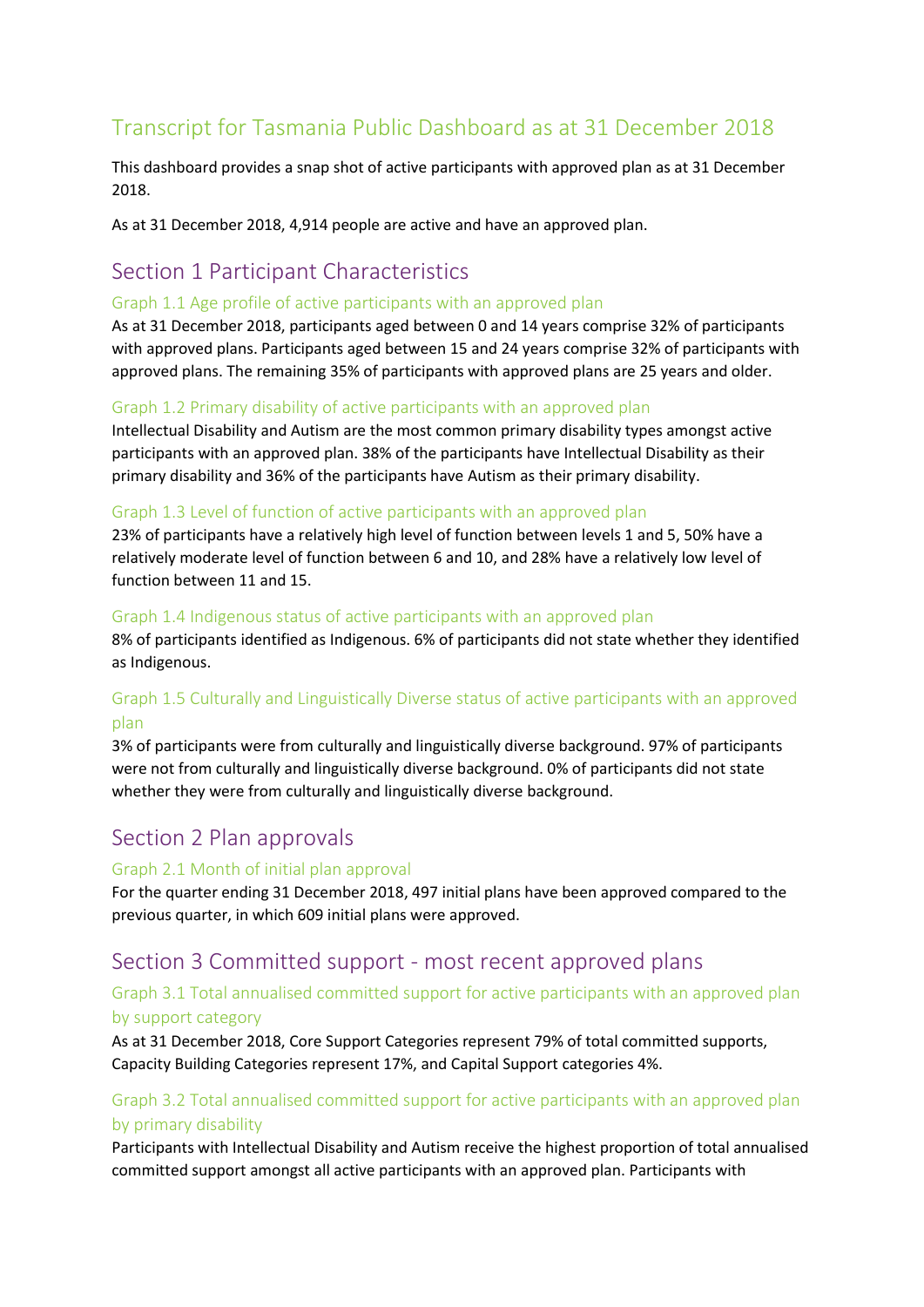# Transcript for Tasmania Public Dashboard as at 31 December 2018

This dashboard provides a snap shot of active participants with approved plan as at 31 December 2018.

As at 31 December 2018, 4,914 people are active and have an approved plan.

## Section 1 Participant Characteristics

### Graph 1.1 Age profile of active participants with an approved plan

As at 31 December 2018, participants aged between 0 and 14 years comprise 32% of participants with approved plans. Participants aged between 15 and 24 years comprise 32% of participants with approved plans. The remaining 35% of participants with approved plans are 25 years and older.

### Graph 1.2 Primary disability of active participants with an approved plan

Intellectual Disability and Autism are the most common primary disability types amongst active participants with an approved plan. 38% of the participants have Intellectual Disability as their primary disability and 36% of the participants have Autism as their primary disability.

### Graph 1.3 Level of function of active participants with an approved plan

23% of participants have a relatively high level of function between levels 1 and 5, 50% have a relatively moderate level of function between 6 and 10, and 28% have a relatively low level of function between 11 and 15.

### Graph 1.4 Indigenous status of active participants with an approved plan

8% of participants identified as Indigenous. 6% of participants did not state whether they identified as Indigenous.

### Graph 1.5 Culturally and Linguistically Diverse status of active participants with an approved plan

3% of participants were from culturally and linguistically diverse background. 97% of participants were not from culturally and linguistically diverse background. 0% of participants did not state whether they were from culturally and linguistically diverse background.

## Section 2 Plan approvals

### Graph 2.1 Month of initial plan approval

For the quarter ending 31 December 2018, 497 initial plans have been approved compared to the previous quarter, in which 609 initial plans were approved.

## Section 3 Committed support - most recent approved plans

### Graph 3.1 Total annualised committed support for active participants with an approved plan by support category

As at 31 December 2018, Core Support Categories represent 79% of total committed supports, Capacity Building Categories represent 17%, and Capital Support categories 4%.

### Graph 3.2 Total annualised committed support for active participants with an approved plan by primary disability

Participants with Intellectual Disability and Autism receive the highest proportion of total annualised committed support amongst all active participants with an approved plan. Participants with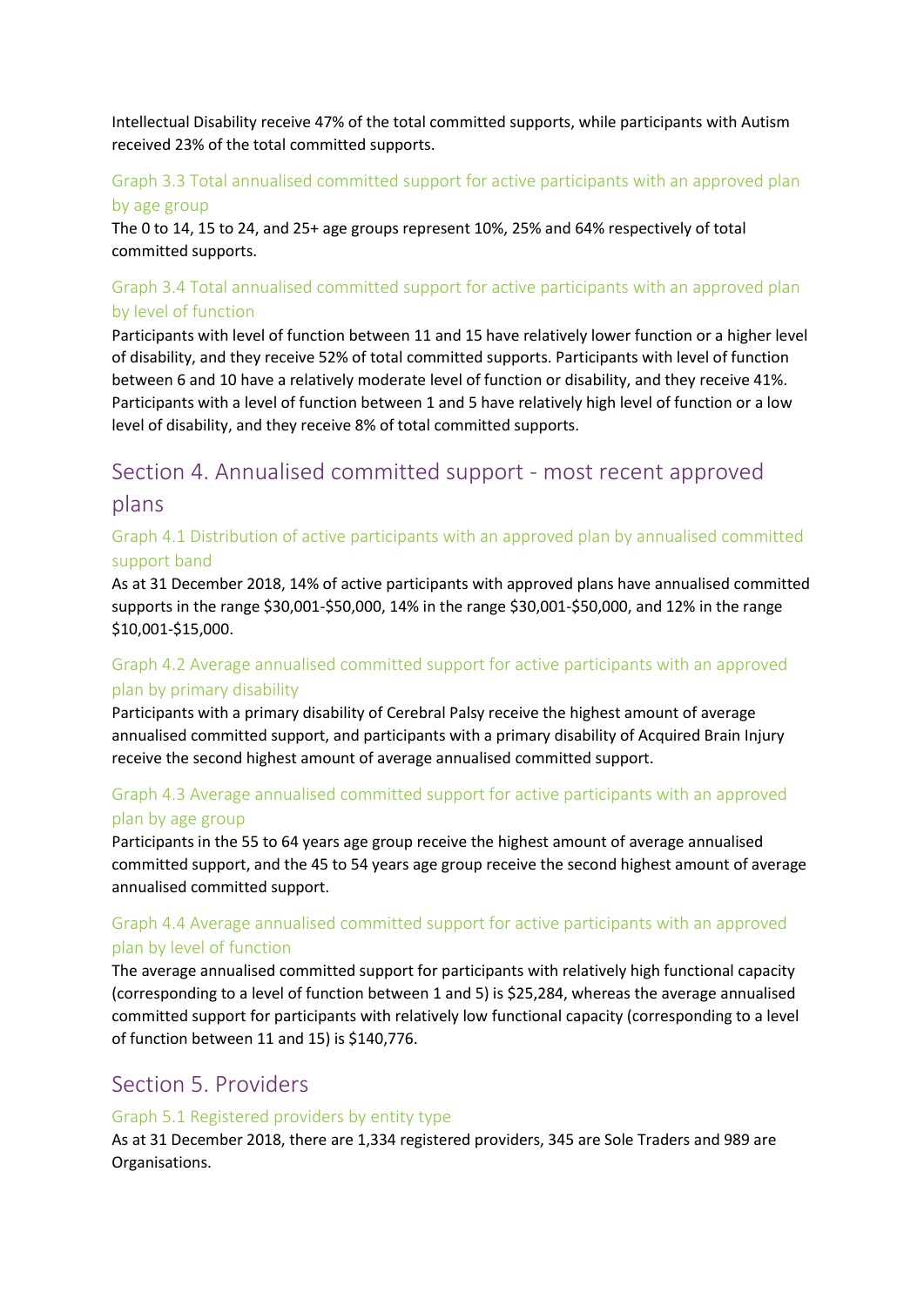Intellectual Disability receive 47% of the total committed supports, while participants with Autism received 23% of the total committed supports.

### Graph 3.3 Total annualised committed support for active participants with an approved plan by age group

The 0 to 14, 15 to 24, and 25+ age groups represent 10%, 25% and 64% respectively of total committed supports.

### Graph 3.4 Total annualised committed support for active participants with an approved plan by level of function

Participants with level of function between 11 and 15 have relatively lower function or a higher level of disability, and they receive 52% of total committed supports. Participants with level of function between 6 and 10 have a relatively moderate level of function or disability, and they receive 41%. Participants with a level of function between 1 and 5 have relatively high level of function or a low level of disability, and they receive 8% of total committed supports.

## Section 4. Annualised committed support - most recent approved plans

### Graph 4.1 Distribution of active participants with an approved plan by annualised committed support band

As at 31 December 2018, 14% of active participants with approved plans have annualised committed supports in the range $30,001-$50,000, 14% in the range $30,001-$50,000, and 12% in the range $10,001-$15,000.

### Graph 4.2 Average annualised committed support for active participants with an approved plan by primary disability

Participants with a primary disability of Cerebral Palsy receive the highest amount of average annualised committed support, and participants with a primary disability of Acquired Brain Injury receive the second highest amount of average annualised committed support.

### Graph 4.3 Average annualised committed support for active participants with an approved plan by age group

Participants in the 55 to 64 years age group receive the highest amount of average annualised committed support, and the 45 to 54 years age group receive the second highest amount of average annualised committed support.

### Graph 4.4 Average annualised committed support for active participants with an approved plan by level of function

The average annualised committed support for participants with relatively high functional capacity (corresponding to a level of function between 1 and 5) is $25,284, whereas the average annualised committed support for participants with relatively low functional capacity (corresponding to a level of function between 11 and 15) is $140,776.

## Section 5. Providers

### Graph 5.1 Registered providers by entity type

As at 31 December 2018, there are 1,334 registered providers, 345 are Sole Traders and 989 are Organisations.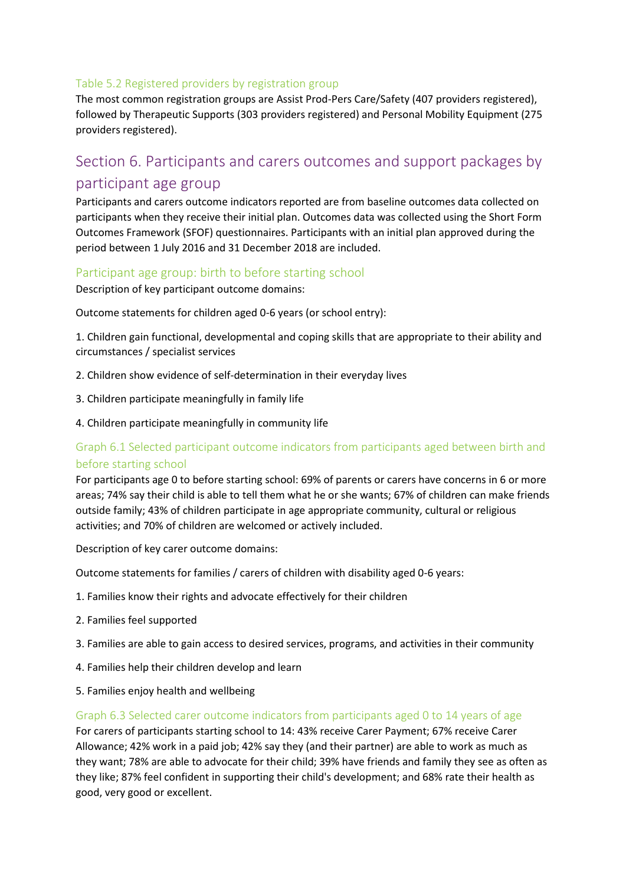### Table 5.2 Registered providers by registration group

The most common registration groups are Assist Prod-Pers Care/Safety (407 providers registered), followed by Therapeutic Supports (303 providers registered) and Personal Mobility Equipment (275 providers registered).

## Section 6. Participants and carers outcomes and support packages by participant age group

Participants and carers outcome indicators reported are from baseline outcomes data collected on participants when they receive their initial plan. Outcomes data was collected using the Short Form Outcomes Framework (SFOF) questionnaires. Participants with an initial plan approved during the period between 1 July 2016 and 31 December 2018 are included.

### Participant age group: birth to before starting school

Description of key participant outcome domains:

Outcome statements for children aged 0-6 years (or school entry):

1. Children gain functional, developmental and coping skills that are appropriate to their ability and circumstances / specialist services
2. Children show evidence of self-determination in their everyday lives
3. Children participate meaningfully in family life
4. Children participate meaningfully in community life

### Graph 6.1 Selected participant outcome indicators from participants aged between birth and before starting school

For participants age 0 to before starting school: 69% of parents or carers have concerns in 6 or more areas; 74% say their child is able to tell them what he or she wants; 67% of children can make friends outside family; 43% of children participate in age appropriate community, cultural or religious activities; and 70% of children are welcomed or actively included.

Description of key carer outcome domains:

Outcome statements for families / carers of children with disability aged 0-6 years:

1. Families know their rights and advocate effectively for their children
2. Families feel supported
3. Families are able to gain access to desired services, programs, and activities in their community
4. Families help their children develop and learn
5. Families enjoy health and wellbeing

### Graph 6.3 Selected carer outcome indicators from participants aged 0 to 14 years of age

For carers of participants starting school to 14: 43% receive Carer Payment; 67% receive Carer Allowance; 42% work in a paid job; 42% say they (and their partner) are able to work as much as they want; 78% are able to advocate for their child; 39% have friends and family they see as often as they like; 87% feel confident in supporting their child's development; and 68% rate their health as good, very good or excellent.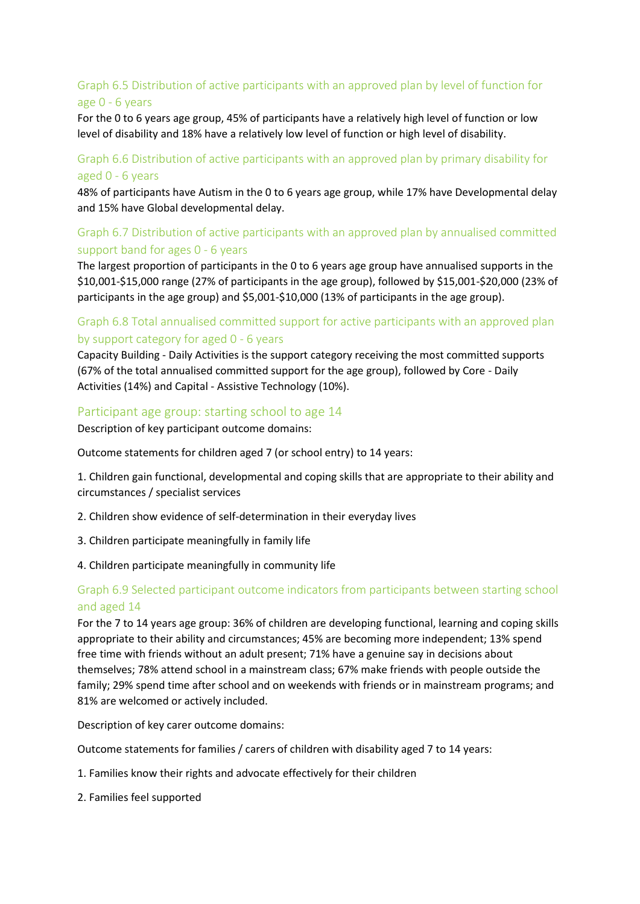### Graph 6.5 Distribution of active participants with an approved plan by level of function for age 0 - 6 years

For the 0 to 6 years age group, 45% of participants have a relatively high level of function or low level of disability and 18% have a relatively low level of function or high level of disability.

### Graph 6.6 Distribution of active participants with an approved plan by primary disability for aged 0 - 6 years

48% of participants have Autism in the 0 to 6 years age group, while 17% have Developmental delay and 15% have Global developmental delay.

### Graph 6.7 Distribution of active participants with an approved plan by annualised committed support band for ages 0 - 6 years

The largest proportion of participants in the 0 to 6 years age group have annualised supports in the $10,001-$15,000 range (27% of participants in the age group), followed by $15,001-$20,000 (23% of participants in the age group) and $5,001-$10,000 (13% of participants in the age group).

### Graph 6.8 Total annualised committed support for active participants with an approved plan by support category for aged 0 - 6 years

Capacity Building - Daily Activities is the support category receiving the most committed supports (67% of the total annualised committed support for the age group), followed by Core - Daily Activities (14%) and Capital - Assistive Technology (10%).

## Participant age group: starting school to age 14

Description of key participant outcome domains:

Outcome statements for children aged 7 (or school entry) to 14 years:

1. Children gain functional, developmental and coping skills that are appropriate to their ability and circumstances / specialist services
2. Children show evidence of self-determination in their everyday lives
3. Children participate meaningfully in family life
4. Children participate meaningfully in community life

### Graph 6.9 Selected participant outcome indicators from participants between starting school and aged 14

For the 7 to 14 years age group: 36% of children are developing functional, learning and coping skills appropriate to their ability and circumstances; 45% are becoming more independent; 13% spend free time with friends without an adult present; 71% have a genuine say in decisions about themselves; 78% attend school in a mainstream class; 67% make friends with people outside the family; 29% spend time after school and on weekends with friends or in mainstream programs; and 81% are welcomed or actively included.

Description of key carer outcome domains:

Outcome statements for families / carers of children with disability aged 7 to 14 years:

1. Families know their rights and advocate effectively for their children
2. Families feel supported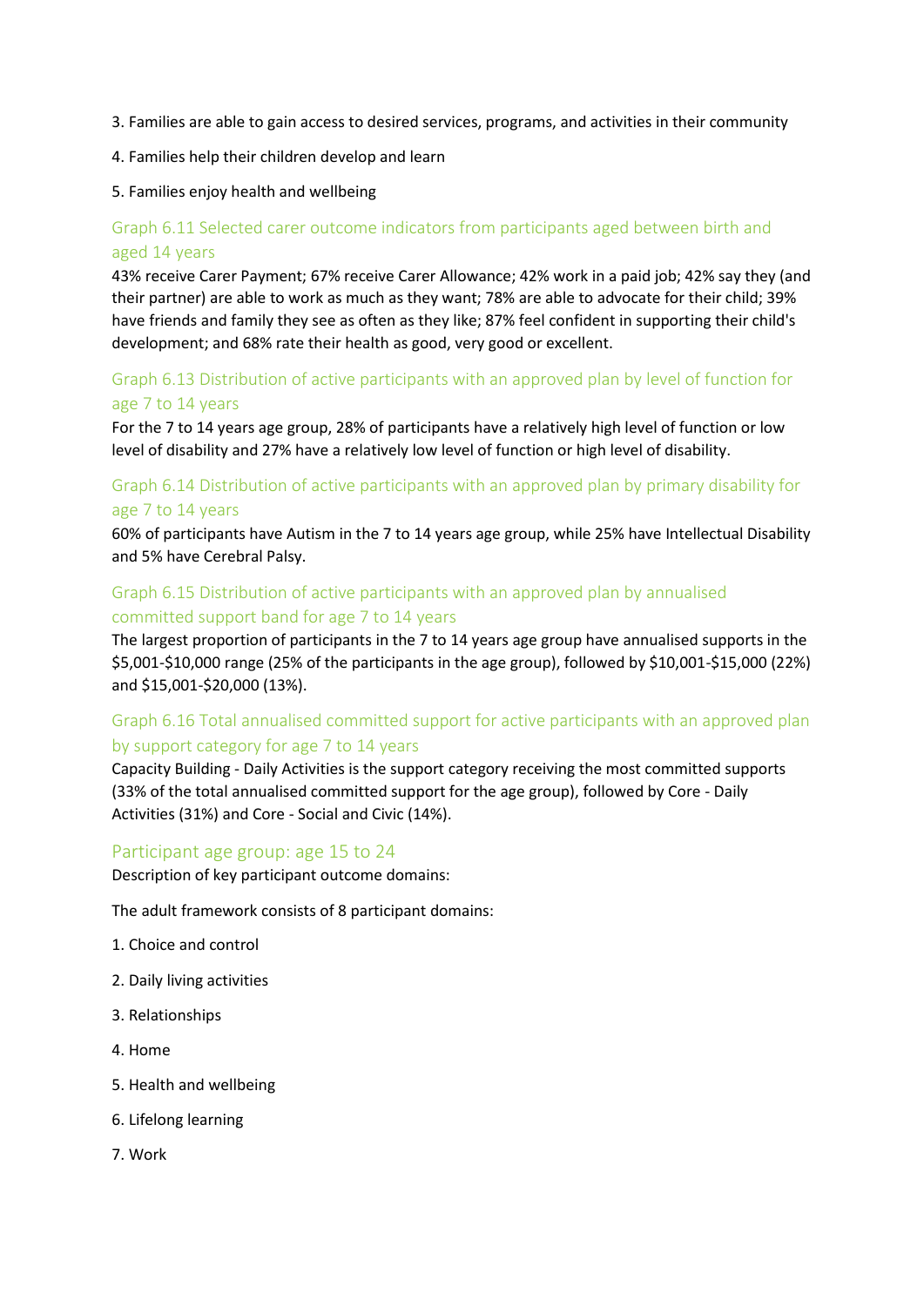3. Families are able to gain access to desired services, programs, and activities in their community

4. Families help their children develop and learn

5. Families enjoy health and wellbeing

### Graph 6.11 Selected carer outcome indicators from participants aged between birth and aged 14 years

43% receive Carer Payment; 67% receive Carer Allowance; 42% work in a paid job; 42% say they (and their partner) are able to work as much as they want; 78% are able to advocate for their child; 39% have friends and family they see as often as they like; 87% feel confident in supporting their child's development; and 68% rate their health as good, very good or excellent.

### Graph 6.13 Distribution of active participants with an approved plan by level of function for age 7 to 14 years

For the 7 to 14 years age group, 28% of participants have a relatively high level of function or low level of disability and 27% have a relatively low level of function or high level of disability.

### Graph 6.14 Distribution of active participants with an approved plan by primary disability for age 7 to 14 years

60% of participants have Autism in the 7 to 14 years age group, while 25% have Intellectual Disability and 5% have Cerebral Palsy.

### Graph 6.15 Distribution of active participants with an approved plan by annualised committed support band for age 7 to 14 years

The largest proportion of participants in the 7 to 14 years age group have annualised supports in the $5,001-$10,000 range (25% of the participants in the age group), followed by $10,001-$15,000 (22%) and $15,001-$20,000 (13%).

### Graph 6.16 Total annualised committed support for active participants with an approved plan by support category for age 7 to 14 years

Capacity Building - Daily Activities is the support category receiving the most committed supports (33% of the total annualised committed support for the age group), followed by Core - Daily Activities (31%) and Core - Social and Civic (14%).

## Participant age group: age 15 to 24

Description of key participant outcome domains:

The adult framework consists of 8 participant domains:

1. Choice and control

2. Daily living activities

3. Relationships

4. Home

5. Health and wellbeing

6. Lifelong learning

7. Work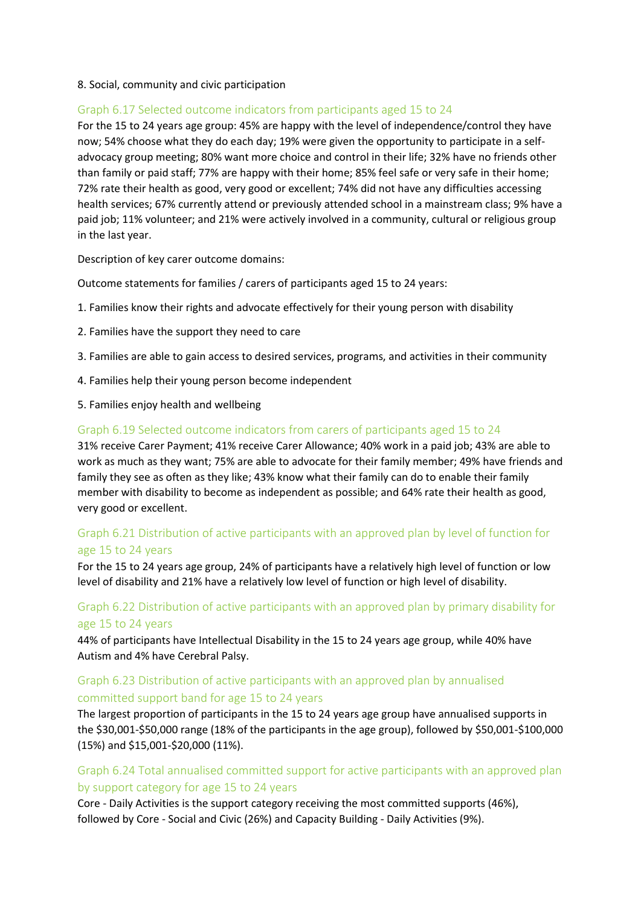8. Social, community and civic participation

### Graph 6.17 Selected outcome indicators from participants aged 15 to 24

For the 15 to 24 years age group: 45% are happy with the level of independence/control they have now; 54% choose what they do each day; 19% were given the opportunity to participate in a self-advocacy group meeting; 80% want more choice and control in their life; 32% have no friends other than family or paid staff; 77% are happy with their home; 85% feel safe or very safe in their home; 72% rate their health as good, very good or excellent; 74% did not have any difficulties accessing health services; 67% currently attend or previously attended school in a mainstream class; 9% have a paid job; 11% volunteer; and 21% were actively involved in a community, cultural or religious group in the last year.

Description of key carer outcome domains:

Outcome statements for families / carers of participants aged 15 to 24 years:

1. Families know their rights and advocate effectively for their young person with disability
2. Families have the support they need to care
3. Families are able to gain access to desired services, programs, and activities in their community
4. Families help their young person become independent
5. Families enjoy health and wellbeing

### Graph 6.19 Selected outcome indicators from carers of participants aged 15 to 24

31% receive Carer Payment; 41% receive Carer Allowance; 40% work in a paid job; 43% are able to work as much as they want; 75% are able to advocate for their family member; 49% have friends and family they see as often as they like; 43% know what their family can do to enable their family member with disability to become as independent as possible; and 64% rate their health as good, very good or excellent.

### Graph 6.21 Distribution of active participants with an approved plan by level of function for age 15 to 24 years

For the 15 to 24 years age group, 24% of participants have a relatively high level of function or low level of disability and 21% have a relatively low level of function or high level of disability.

### Graph 6.22 Distribution of active participants with an approved plan by primary disability for age 15 to 24 years

44% of participants have Intellectual Disability in the 15 to 24 years age group, while 40% have Autism and 4% have Cerebral Palsy.

### Graph 6.23 Distribution of active participants with an approved plan by annualised committed support band for age 15 to 24 years

The largest proportion of participants in the 15 to 24 years age group have annualised supports in the $30,001-$50,000 range (18% of the participants in the age group), followed by $50,001-$100,000 (15%) and $15,001-$20,000 (11%).

### Graph 6.24 Total annualised committed support for active participants with an approved plan by support category for age 15 to 24 years

Core - Daily Activities is the support category receiving the most committed supports (46%), followed by Core - Social and Civic (26%) and Capacity Building - Daily Activities (9%).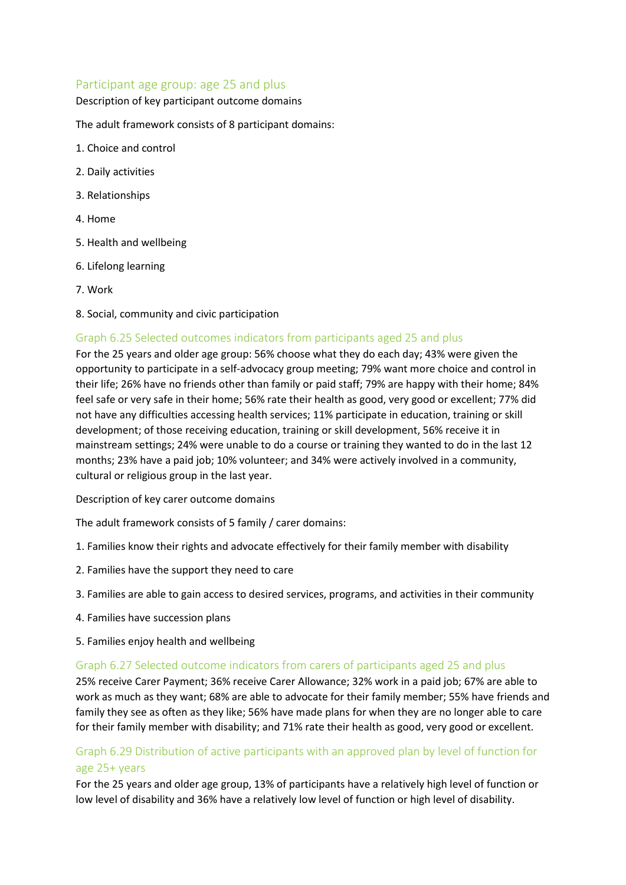## Participant age group: age 25 and plus

Description of key participant outcome domains

The adult framework consists of 8 participant domains:

1. Choice and control
2. Daily activities
3. Relationships
4. Home
5. Health and wellbeing
6. Lifelong learning
7. Work
8. Social, community and civic participation

### Graph 6.25 Selected outcomes indicators from participants aged 25 and plus

For the 25 years and older age group: 56% choose what they do each day; 43% were given the opportunity to participate in a self-advocacy group meeting; 79% want more choice and control in their life; 26% have no friends other than family or paid staff; 79% are happy with their home; 84% feel safe or very safe in their home; 56% rate their health as good, very good or excellent; 77% did not have any difficulties accessing health services; 11% participate in education, training or skill development; of those receiving education, training or skill development, 56% receive it in mainstream settings; 24% were unable to do a course or training they wanted to do in the last 12 months; 23% have a paid job; 10% volunteer; and 34% were actively involved in a community, cultural or religious group in the last year.

Description of key carer outcome domains

The adult framework consists of 5 family / carer domains:

1. Families know their rights and advocate effectively for their family member with disability
2. Families have the support they need to care
3. Families are able to gain access to desired services, programs, and activities in their community
4. Families have succession plans
5. Families enjoy health and wellbeing

### Graph 6.27 Selected outcome indicators from carers of participants aged 25 and plus

25% receive Carer Payment; 36% receive Carer Allowance; 32% work in a paid job; 67% are able to work as much as they want; 68% are able to advocate for their family member; 55% have friends and family they see as often as they like; 56% have made plans for when they are no longer able to care for their family member with disability; and 71% rate their health as good, very good or excellent.

### Graph 6.29 Distribution of active participants with an approved plan by level of function for age 25+ years

For the 25 years and older age group, 13% of participants have a relatively high level of function or low level of disability and 36% have a relatively low level of function or high level of disability.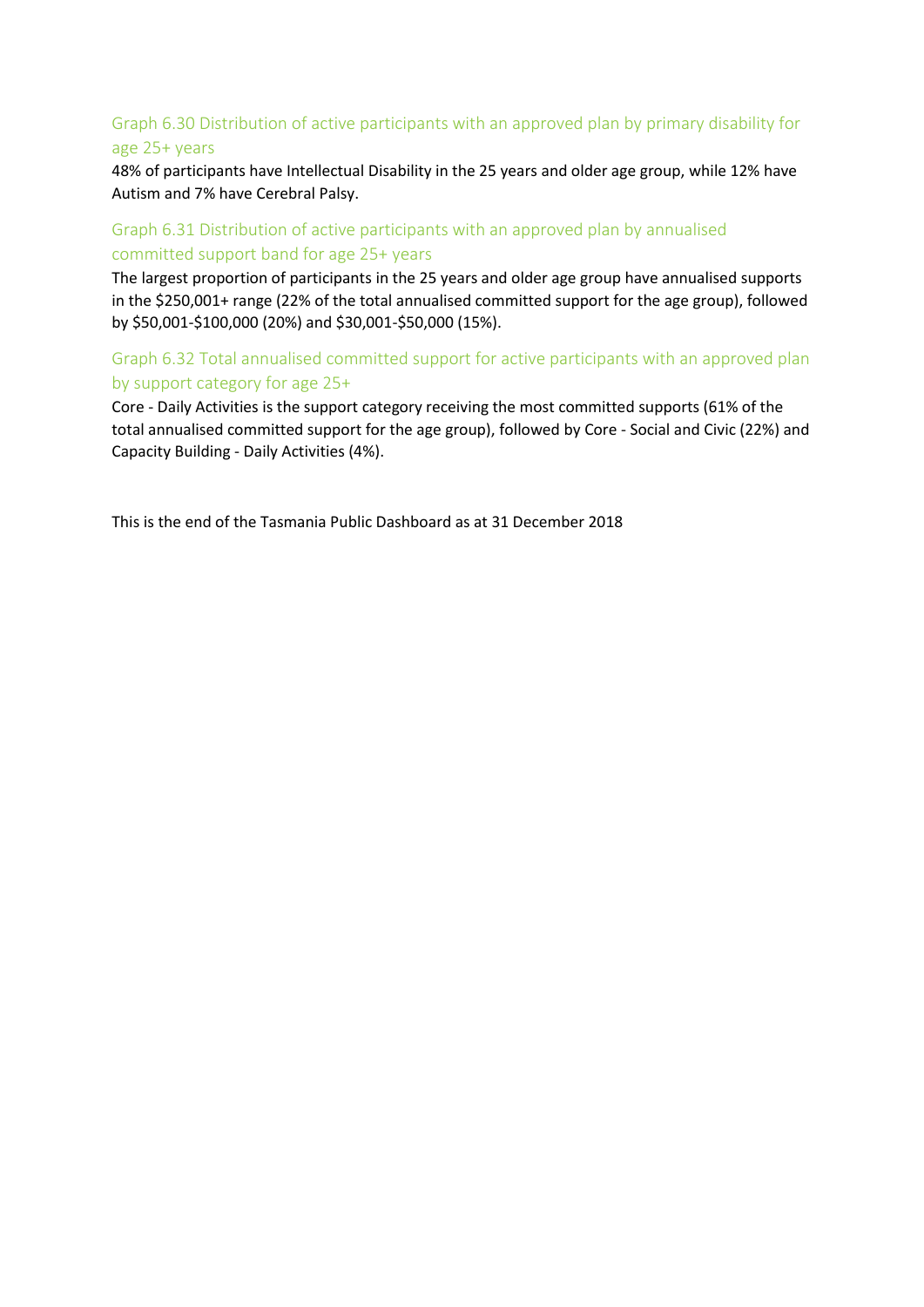### Graph 6.30 Distribution of active participants with an approved plan by primary disability for age 25+ years

48% of participants have Intellectual Disability in the 25 years and older age group, while 12% have Autism and 7% have Cerebral Palsy.

### Graph 6.31 Distribution of active participants with an approved plan by annualised committed support band for age 25+ years

The largest proportion of participants in the 25 years and older age group have annualised supports in the $250,001+ range (22% of the total annualised committed support for the age group), followed by $50,001-$100,000 (20%) and $30,001-$50,000 (15%).

### Graph 6.32 Total annualised committed support for active participants with an approved plan by support category for age 25+

Core - Daily Activities is the support category receiving the most committed supports (61% of the total annualised committed support for the age group), followed by Core - Social and Civic (22%) and Capacity Building - Daily Activities (4%).

This is the end of the Tasmania Public Dashboard as at 31 December 2018